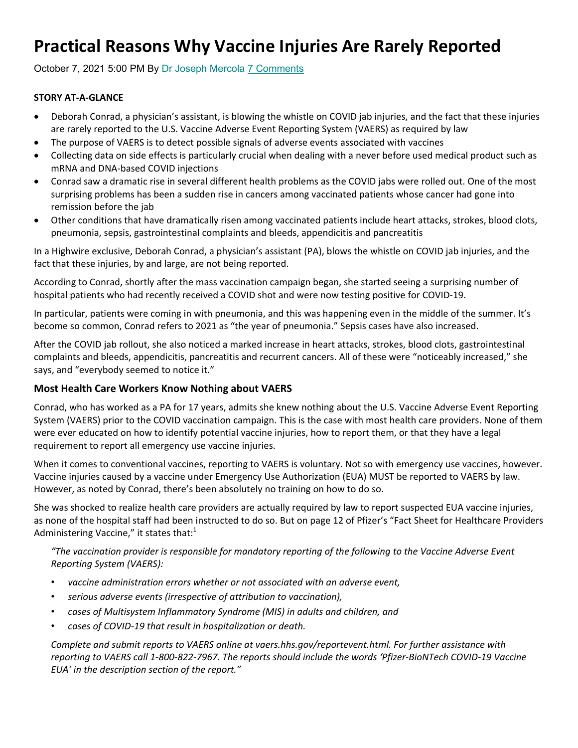# Practical Reasons Why Vaccine Injuries Are Rarely Reported

October 7, 2021 5:00 PM By Dr Joseph Mercola 7 Comments

**STORY AT-A-GLANCE**

- Deborah Conrad, a physician's assistant, is blowing the whistle on COVID jab injuries, and the fact that these injuries are rarely reported to the U.S. Vaccine Adverse Event Reporting System (VAERS) as required by law
- The purpose of VAERS is to detect possible signals of adverse events associated with vaccines
- Collecting data on side effects is particularly crucial when dealing with a never before used medical product such as mRNA and DNA-based COVID injections
- Conrad saw a dramatic rise in several different health problems as the COVID jabs were rolled out. One of the most surprising problems has been a sudden rise in cancers among vaccinated patients whose cancer had gone into remission before the jab
- Other conditions that have dramatically risen among vaccinated patients include heart attacks, strokes, blood clots, pneumonia, sepsis, gastrointestinal complaints and bleeds, appendicitis and pancreatitis

In a Highwire exclusive, Deborah Conrad, a physician's assistant (PA), blows the whistle on COVID jab injuries, and the fact that these injuries, by and large, are not being reported.

According to Conrad, shortly after the mass vaccination campaign began, she started seeing a surprising number of hospital patients who had recently received a COVID shot and were now testing positive for COVID-19.

In particular, patients were coming in with pneumonia, and this was happening even in the middle of the summer. It's become so common, Conrad refers to 2021 as "the year of pneumonia." Sepsis cases have also increased.

After the COVID jab rollout, she also noticed a marked increase in heart attacks, strokes, blood clots, gastrointestinal complaints and bleeds, appendicitis, pancreatitis and recurrent cancers. All of these were "noticeably increased," she says, and "everybody seemed to notice it."

### Most Health Care Workers Know Nothing about VAERS

Conrad, who has worked as a PA for 17 years, admits she knew nothing about the U.S. Vaccine Adverse Event Reporting System (VAERS) prior to the COVID vaccination campaign. This is the case with most health care providers. None of them were ever educated on how to identify potential vaccine injuries, how to report them, or that they have a legal requirement to report all emergency use vaccine injuries.

When it comes to conventional vaccines, reporting to VAERS is voluntary. Not so with emergency use vaccines, however. Vaccine injuries caused by a vaccine under Emergency Use Authorization (EUA) MUST be reported to VAERS by law. However, as noted by Conrad, there's been absolutely no training on how to do so.

She was shocked to realize health care providers are actually required by law to report suspected EUA vaccine injuries, as none of the hospital staff had been instructed to do so. But on page 12 of Pfizer's "Fact Sheet for Healthcare Providers Administering Vaccine," it states that:[1]

> *"The vaccination provider is responsible for mandatory reporting of the following to the Vaccine Adverse Event Reporting System (VAERS):*
>
> - *vaccine administration errors whether or not associated with an adverse event,*
> - *serious adverse events (irrespective of attribution to vaccination),*
> - *cases of Multisystem Inflammatory Syndrome (MIS) in adults and children, and*
> - *cases of COVID-19 that result in hospitalization or death.*
>
> *Complete and submit reports to VAERS online at vaers.hhs.gov/reportevent.html. For further assistance with reporting to VAERS call 1-800-822-7967. The reports should include the words 'Pfizer-BioNTech COVID-19 Vaccine EUA' in the description section of the report."*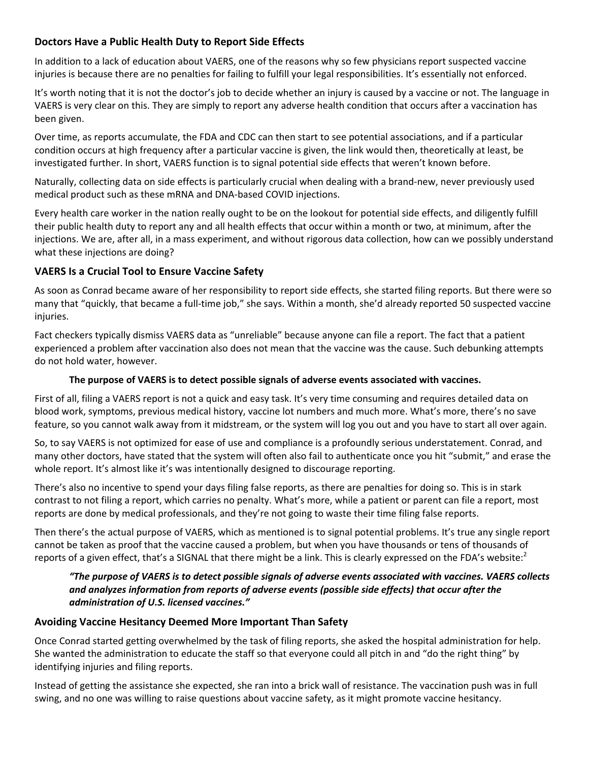### Doctors Have a Public Health Duty to Report Side Effects

In addition to a lack of education about VAERS, one of the reasons why so few physicians report suspected vaccine injuries is because there are no penalties for failing to fulfill your legal responsibilities. It's essentially not enforced.

It's worth noting that it is not the doctor's job to decide whether an injury is caused by a vaccine or not. The language in VAERS is very clear on this. They are simply to report any adverse health condition that occurs after a vaccination has been given.

Over time, as reports accumulate, the FDA and CDC can then start to see potential associations, and if a particular condition occurs at high frequency after a particular vaccine is given, the link would then, theoretically at least, be investigated further. In short, VAERS function is to signal potential side effects that weren't known before.

Naturally, collecting data on side effects is particularly crucial when dealing with a brand-new, never previously used medical product such as these mRNA and DNA-based COVID injections.

Every health care worker in the nation really ought to be on the lookout for potential side effects, and diligently fulfill their public health duty to report any and all health effects that occur within a month or two, at minimum, after the injections. We are, after all, in a mass experiment, and without rigorous data collection, how can we possibly understand what these injections are doing?

### VAERS Is a Crucial Tool to Ensure Vaccine Safety

As soon as Conrad became aware of her responsibility to report side effects, she started filing reports. But there were so many that "quickly, that became a full-time job," she says. Within a month, she'd already reported 50 suspected vaccine injuries.

Fact checkers typically dismiss VAERS data as "unreliable" because anyone can file a report. The fact that a patient experienced a problem after vaccination also does not mean that the vaccine was the cause. Such debunking attempts do not hold water, however.

> **The purpose of VAERS is to detect possible signals of adverse events associated with vaccines.**

First of all, filing a VAERS report is not a quick and easy task. It's very time consuming and requires detailed data on blood work, symptoms, previous medical history, vaccine lot numbers and much more. What's more, there's no save feature, so you cannot walk away from it midstream, or the system will log you out and you have to start all over again.

So, to say VAERS is not optimized for ease of use and compliance is a profoundly serious understatement. Conrad, and many other doctors, have stated that the system will often also fail to authenticate once you hit "submit," and erase the whole report. It's almost like it's was intentionally designed to discourage reporting.

There's also no incentive to spend your days filing false reports, as there are penalties for doing so. This is in stark contrast to not filing a report, which carries no penalty. What's more, while a patient or parent can file a report, most reports are done by medical professionals, and they're not going to waste their time filing false reports.

Then there's the actual purpose of VAERS, which as mentioned is to signal potential problems. It's true any single report cannot be taken as proof that the vaccine caused a problem, but when you have thousands or tens of thousands of reports of a given effect, that's a SIGNAL that there might be a link. This is clearly expressed on the FDA's website:[2]

> ***"The purpose of VAERS is to detect possible signals of adverse events associated with vaccines. VAERS collects and analyzes information from reports of adverse events (possible side effects) that occur after the administration of U.S. licensed vaccines."***

### Avoiding Vaccine Hesitancy Deemed More Important Than Safety

Once Conrad started getting overwhelmed by the task of filing reports, she asked the hospital administration for help. She wanted the administration to educate the staff so that everyone could all pitch in and "do the right thing" by identifying injuries and filing reports.

Instead of getting the assistance she expected, she ran into a brick wall of resistance. The vaccination push was in full swing, and no one was willing to raise questions about vaccine safety, as it might promote vaccine hesitancy.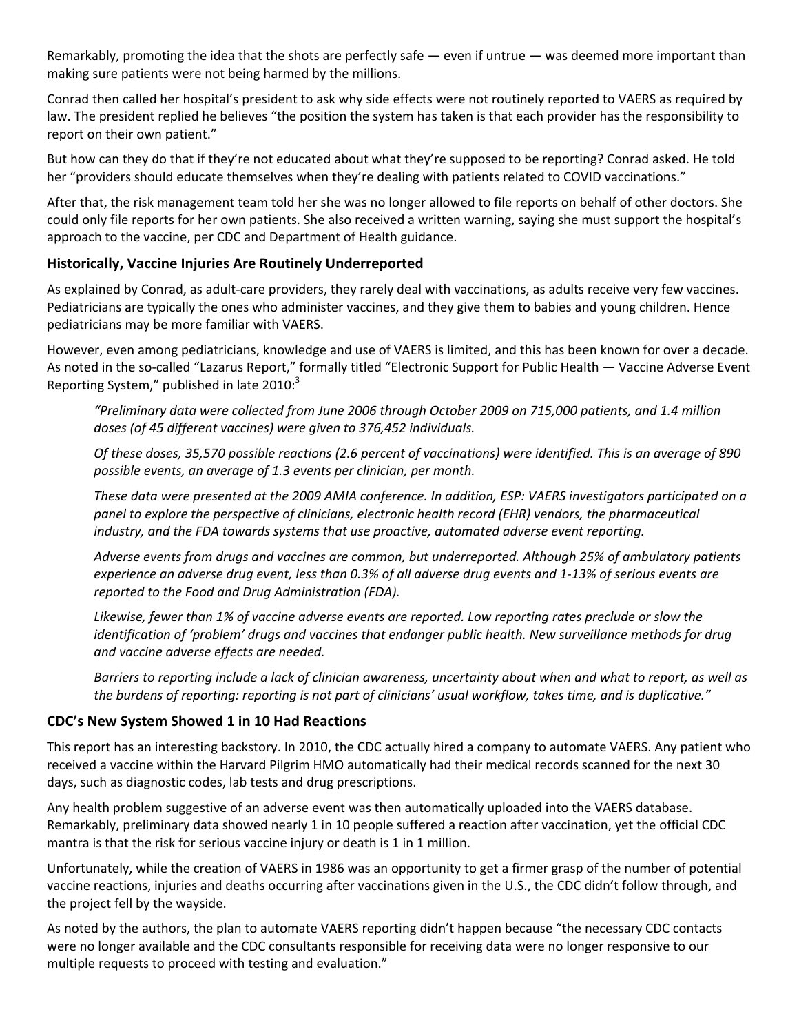Remarkably, promoting the idea that the shots are perfectly safe — even if untrue — was deemed more important than making sure patients were not being harmed by the millions.

Conrad then called her hospital's president to ask why side effects were not routinely reported to VAERS as required by law. The president replied he believes "the position the system has taken is that each provider has the responsibility to report on their own patient."

But how can they do that if they're not educated about what they're supposed to be reporting? Conrad asked. He told her "providers should educate themselves when they're dealing with patients related to COVID vaccinations."

After that, the risk management team told her she was no longer allowed to file reports on behalf of other doctors. She could only file reports for her own patients. She also received a written warning, saying she must support the hospital's approach to the vaccine, per CDC and Department of Health guidance.

### Historically, Vaccine Injuries Are Routinely Underreported

As explained by Conrad, as adult-care providers, they rarely deal with vaccinations, as adults receive very few vaccines. Pediatricians are typically the ones who administer vaccines, and they give them to babies and young children. Hence pediatricians may be more familiar with VAERS.

However, even among pediatricians, knowledge and use of VAERS is limited, and this has been known for over a decade. As noted in the so-called "Lazarus Report," formally titled "Electronic Support for Public Health — Vaccine Adverse Event Reporting System," published in late 2010:[3]

> *"Preliminary data were collected from June 2006 through October 2009 on 715,000 patients, and 1.4 million doses (of 45 different vaccines) were given to 376,452 individuals.*
>
> *Of these doses, 35,570 possible reactions (2.6 percent of vaccinations) were identified. This is an average of 890 possible events, an average of 1.3 events per clinician, per month.*
>
> *These data were presented at the 2009 AMIA conference. In addition, ESP: VAERS investigators participated on a panel to explore the perspective of clinicians, electronic health record (EHR) vendors, the pharmaceutical industry, and the FDA towards systems that use proactive, automated adverse event reporting.*
>
> *Adverse events from drugs and vaccines are common, but underreported. Although 25% of ambulatory patients experience an adverse drug event, less than 0.3% of all adverse drug events and 1-13% of serious events are reported to the Food and Drug Administration (FDA).*
>
> *Likewise, fewer than 1% of vaccine adverse events are reported. Low reporting rates preclude or slow the identification of 'problem' drugs and vaccines that endanger public health. New surveillance methods for drug and vaccine adverse effects are needed.*
>
> *Barriers to reporting include a lack of clinician awareness, uncertainty about when and what to report, as well as the burdens of reporting: reporting is not part of clinicians' usual workflow, takes time, and is duplicative."*

### CDC's New System Showed 1 in 10 Had Reactions

This report has an interesting backstory. In 2010, the CDC actually hired a company to automate VAERS. Any patient who received a vaccine within the Harvard Pilgrim HMO automatically had their medical records scanned for the next 30 days, such as diagnostic codes, lab tests and drug prescriptions.

Any health problem suggestive of an adverse event was then automatically uploaded into the VAERS database. Remarkably, preliminary data showed nearly 1 in 10 people suffered a reaction after vaccination, yet the official CDC mantra is that the risk for serious vaccine injury or death is 1 in 1 million.

Unfortunately, while the creation of VAERS in 1986 was an opportunity to get a firmer grasp of the number of potential vaccine reactions, injuries and deaths occurring after vaccinations given in the U.S., the CDC didn't follow through, and the project fell by the wayside.

As noted by the authors, the plan to automate VAERS reporting didn't happen because "the necessary CDC contacts were no longer available and the CDC consultants responsible for receiving data were no longer responsive to our multiple requests to proceed with testing and evaluation."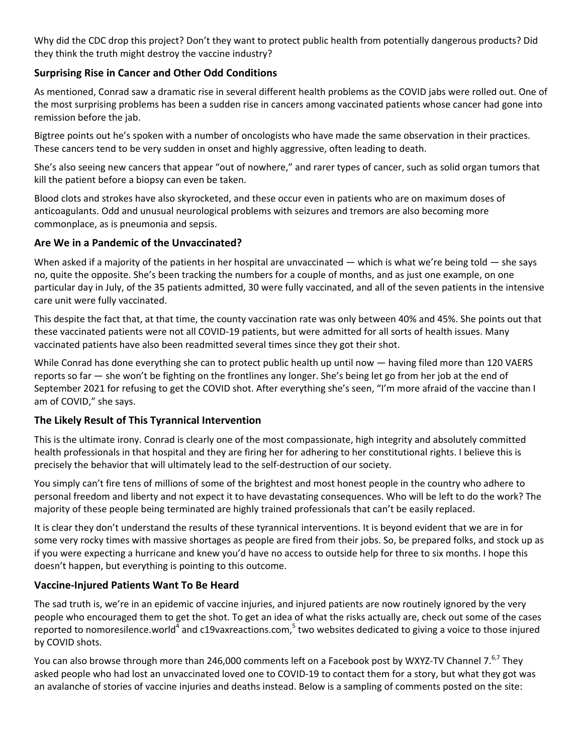Why did the CDC drop this project? Don't they want to protect public health from potentially dangerous products? Did they think the truth might destroy the vaccine industry?

### Surprising Rise in Cancer and Other Odd Conditions

As mentioned, Conrad saw a dramatic rise in several different health problems as the COVID jabs were rolled out. One of the most surprising problems has been a sudden rise in cancers among vaccinated patients whose cancer had gone into remission before the jab.

Bigtree points out he's spoken with a number of oncologists who have made the same observation in their practices. These cancers tend to be very sudden in onset and highly aggressive, often leading to death.

She's also seeing new cancers that appear "out of nowhere," and rarer types of cancer, such as solid organ tumors that kill the patient before a biopsy can even be taken.

Blood clots and strokes have also skyrocketed, and these occur even in patients who are on maximum doses of anticoagulants. Odd and unusual neurological problems with seizures and tremors are also becoming more commonplace, as is pneumonia and sepsis.

### Are We in a Pandemic of the Unvaccinated?

When asked if a majority of the patients in her hospital are unvaccinated — which is what we're being told — she says no, quite the opposite. She's been tracking the numbers for a couple of months, and as just one example, on one particular day in July, of the 35 patients admitted, 30 were fully vaccinated, and all of the seven patients in the intensive care unit were fully vaccinated.

This despite the fact that, at that time, the county vaccination rate was only between 40% and 45%. She points out that these vaccinated patients were not all COVID-19 patients, but were admitted for all sorts of health issues. Many vaccinated patients have also been readmitted several times since they got their shot.

While Conrad has done everything she can to protect public health up until now — having filed more than 120 VAERS reports so far — she won't be fighting on the frontlines any longer. She's being let go from her job at the end of September 2021 for refusing to get the COVID shot. After everything she's seen, "I'm more afraid of the vaccine than I am of COVID," she says.

### The Likely Result of This Tyrannical Intervention

This is the ultimate irony. Conrad is clearly one of the most compassionate, high integrity and absolutely committed health professionals in that hospital and they are firing her for adhering to her constitutional rights. I believe this is precisely the behavior that will ultimately lead to the self-destruction of our society.

You simply can't fire tens of millions of some of the brightest and most honest people in the country who adhere to personal freedom and liberty and not expect it to have devastating consequences. Who will be left to do the work? The majority of these people being terminated are highly trained professionals that can't be easily replaced.

It is clear they don't understand the results of these tyrannical interventions. It is beyond evident that we are in for some very rocky times with massive shortages as people are fired from their jobs. So, be prepared folks, and stock up as if you were expecting a hurricane and knew you'd have no access to outside help for three to six months. I hope this doesn't happen, but everything is pointing to this outcome.

### Vaccine-Injured Patients Want To Be Heard

The sad truth is, we're in an epidemic of vaccine injuries, and injured patients are now routinely ignored by the very people who encouraged them to get the shot. To get an idea of what the risks actually are, check out some of the cases reported to nomoresilence.world[4] and c19vaxreactions.com,[5] two websites dedicated to giving a voice to those injured by COVID shots.

You can also browse through more than 246,000 comments left on a Facebook post by WXYZ-TV Channel 7.[6,7] They asked people who had lost an unvaccinated loved one to COVID-19 to contact them for a story, but what they got was an avalanche of stories of vaccine injuries and deaths instead. Below is a sampling of comments posted on the site: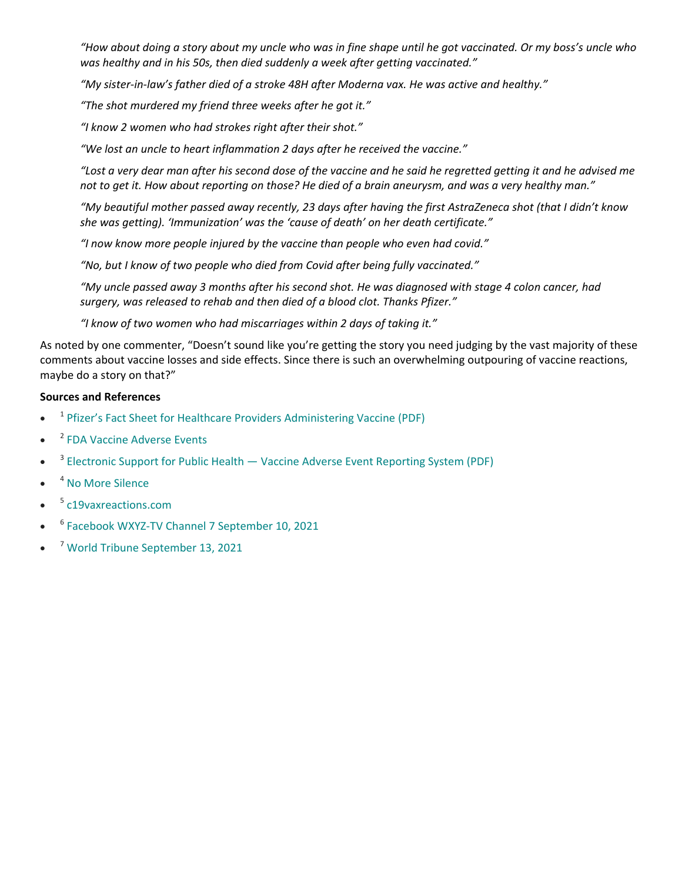*"How about doing a story about my uncle who was in fine shape until he got vaccinated. Or my boss's uncle who was healthy and in his 50s, then died suddenly a week after getting vaccinated."*

*"My sister-in-law's father died of a stroke 48H after Moderna vax. He was active and healthy."*

*"The shot murdered my friend three weeks after he got it."*

*"I know 2 women who had strokes right after their shot."*

*"We lost an uncle to heart inflammation 2 days after he received the vaccine."*

*"Lost a very dear man after his second dose of the vaccine and he said he regretted getting it and he advised me not to get it. How about reporting on those? He died of a brain aneurysm, and was a very healthy man."*

*"My beautiful mother passed away recently, 23 days after having the first AstraZeneca shot (that I didn't know she was getting). 'Immunization' was the 'cause of death' on her death certificate."*

*"I now know more people injured by the vaccine than people who even had covid."*

*"No, but I know of two people who died from Covid after being fully vaccinated."*

*"My uncle passed away 3 months after his second shot. He was diagnosed with stage 4 colon cancer, had surgery, was released to rehab and then died of a blood clot. Thanks Pfizer."*

*"I know of two women who had miscarriages within 2 days of taking it."*

As noted by one commenter, "Doesn't sound like you're getting the story you need judging by the vast majority of these comments about vaccine losses and side effects. Since there is such an overwhelming outpouring of vaccine reactions, maybe do a story on that?"

**Sources and References**

- [1] Pfizer's Fact Sheet for Healthcare Providers Administering Vaccine (PDF)
- [2] FDA Vaccine Adverse Events
- [3] Electronic Support for Public Health — Vaccine Adverse Event Reporting System (PDF)
- [4] No More Silence
- [5] c19vaxreactions.com
- [6] Facebook WXYZ-TV Channel 7 September 10, 2021
- [7] World Tribune September 13, 2021